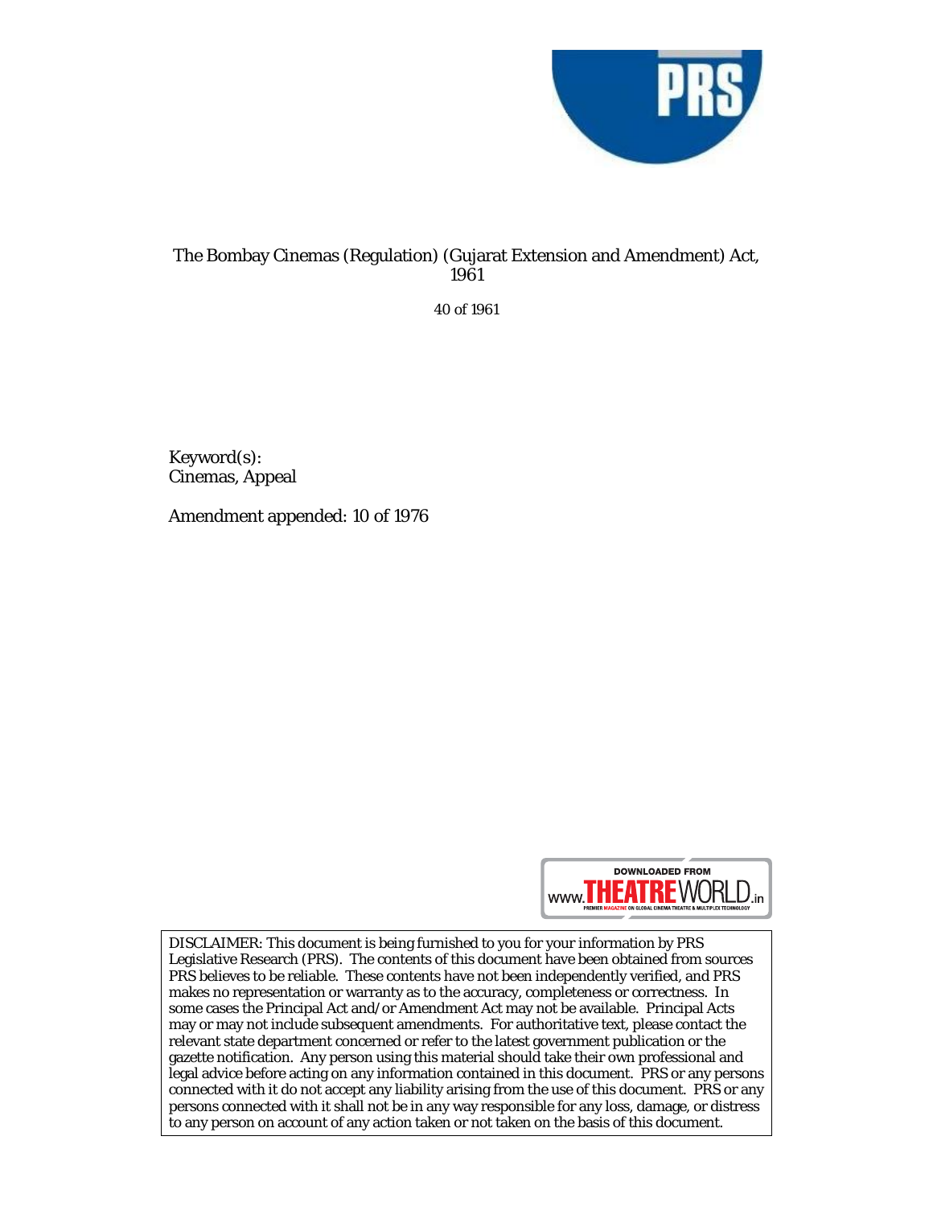# The Bombay Cinemas (Regulation) (Gujarat Extension and Amendment) Act, 1961

40 of 1961

Keyword(s):
Cinemas, Appeal

Amendment appended: 10 of 1976

DOWNLOADED FROM www.THEATREWORLD.in
PREMIER MAGAZINE ON GLOBAL CINEMA THEATRE & MULTIPLEX TECHNOLOGY

DISCLAIMER: This document is being furnished to you for your information by PRS Legislative Research (PRS). The contents of this document have been obtained from sources PRS believes to be reliable. These contents have not been independently verified, and PRS makes no representation or warranty as to the accuracy, completeness or correctness. In some cases the Principal Act and/or Amendment Act may not be available. Principal Acts may or may not include subsequent amendments. For authoritative text, please contact the relevant state department concerned or refer to the latest government publication or the gazette notification. Any person using this material should take their own professional and legal advice before acting on any information contained in this document. PRS or any persons connected with it do not accept any liability arising from the use of this document. PRS or any persons connected with it shall not be in any way responsible for any loss, damage, or distress to any person on account of any action taken or not taken on the basis of this document.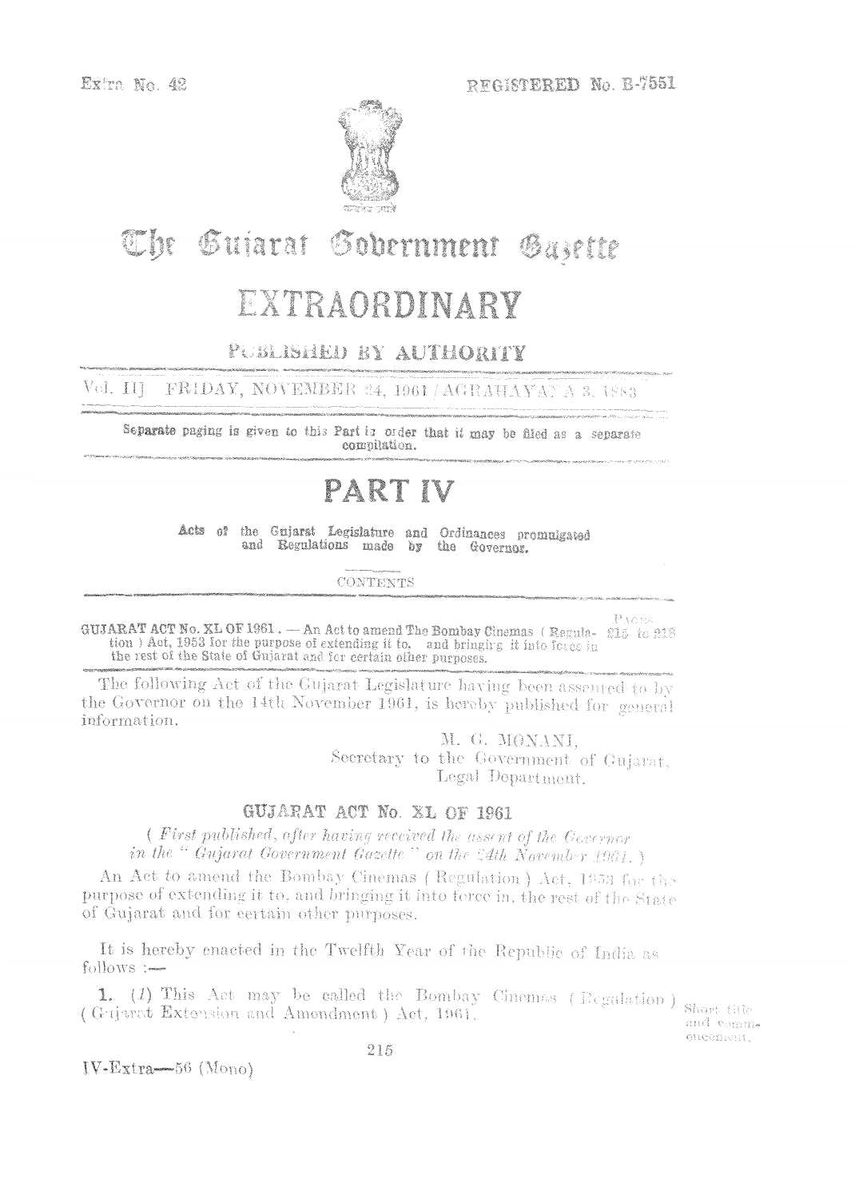Extra No. 42 REGISTERED No. B-7551

# The Gujarat Government Gazette

# EXTRAORDINARY

## PUBLISHED BY AUTHORITY

Vol. III] FRIDAY, NOVEMBER 24, 1961 / AGRAHAYANA 3, 1883

Separate paging is given to this Part in order that it may be filed as a separate compilation.

# PART IV

**Acts of the Gujarat Legislature and Ordinances promulgated and Regulations made by the Governor.**

CONTENTS

| | PAGES |
|---|---|
| **GUJARAT ACT No. XL OF 1961.** — An Act to amend The Bombay Cinemas (Regulation) Act, 1953 for the purpose of extending it to, and bringing it into force in the rest of the State of Gujarat and for certain other purposes. | 215 to 218 |

The following Act of the Gujarat Legislature having been assented to by the Governor on the 14th November 1961, is hereby published for general information.

M. G. MONANI,
Secretary to the Government of Gujarat,
Legal Department.

## GUJARAT ACT No. XL OF 1961

*(First published, after having received the assent of the Governor in the "Gujarat Government Gazette" on the 24th November 1961.)*

An Act to amend the Bombay Cinemas (Regulation) Act, 1953 for the purpose of extending it to, and bringing it into force in, the rest of the State of Gujarat and for certain other purposes.

It is hereby enacted in the Twelfth Year of the Republic of India as follows :—

Short title and commencement.

**1.** (*1*) This Act may be called the Bombay Cinemas (Regulation) (Gujarat Extension and Amendment) Act, 1961.

IV-Extra—56 (Mono)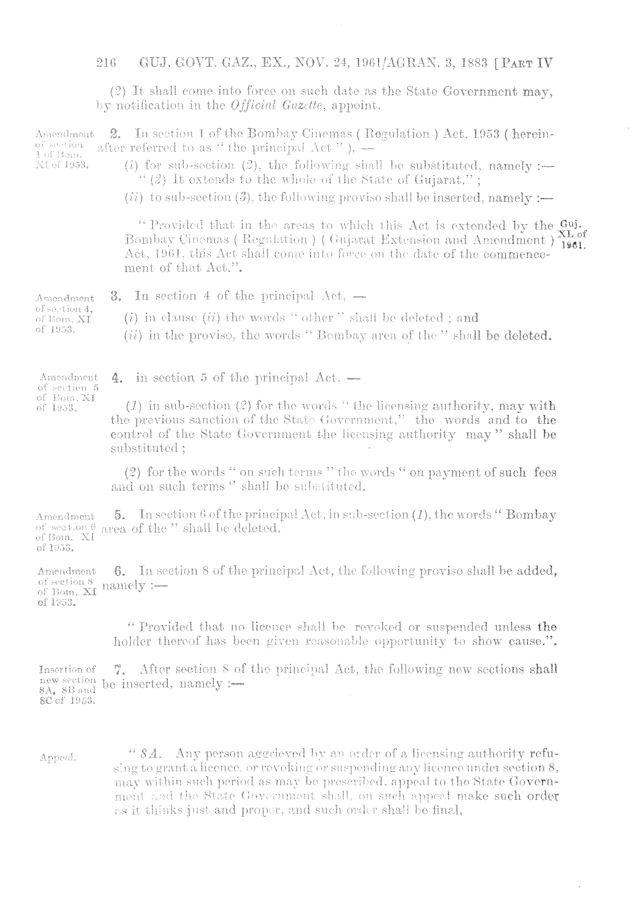(2) It shall come into force on such date as the State Government may, by notification in the *Official Gazette*, appoint.

Amendment of section 1 of Bom. XI of 1953.

**2.** In section 1 of the Bombay Cinemas ( Regulation ) Act, 1953 ( hereinafter referred to as " the principal Act " ), —

(*i*) for sub-section (2), the following shall be substituted, namely :—
" (2) It extends to the whole of the State of Gujarat." ;

(*ii*) to sub-section (3), the following proviso shall be inserted, namely :—

" Provided that in the areas to which this Act is extended by the Bombay Cinemas ( Regulation ) ( Gujarat Extension and Amendment ) Act, 1961, this Act shall come into force on the date of the commencement of that Act.". Guj. XL of 1961.

Amendment of section 4, of Bom. XI of 1953.

**3.** In section 4 of the principal Act, —

(*i*) in clause (*ii*) the words " other " shall be deleted ; and

(*ii*) in the proviso, the words " Bombay area of the " shall be deleted.

Amendment of section 5 of Bom. XI of 1953.

**4.** in section 5 of the principal Act, —

(*1*) in sub-section (2) for the words " the licensing authority, may with the previous sanction of the State Government," the words and to the control of the State Government the licensing authority may " shall be substituted ;

(*2*) for the words " on such terms " the words " on payment of such fees and on such terms " shall be substituted.

Amendment of section 6 of Bom. XI of 1953.

**5.** In section 6 of the principal Act, in sub-section (*1*), the words " Bombay area of the " shall be deleted.

Amendment of section 8 of Bom. XI of 1953.

**6.** In section 8 of the principal Act, the following proviso shall be added, namely :—

" Provided that no licence shall be revoked or suspended unless the holder thereof has been given reasonable opportunity to show cause.".

Insertion of new section 8A, 8B and 8C of 1953.

**7.** After section 8 of the principal Act, the following new sections shall be inserted, namely :—

Appeal.

" *8A.* Any person aggrieved by an order of a licensing authority refusing to grant a licence, or revoking or suspending any licence under section 8, may within such period as may be prescribed, appeal to the State Government and the State Government shall, on such appeal make such order as it thinks just and proper, and such order shall be final,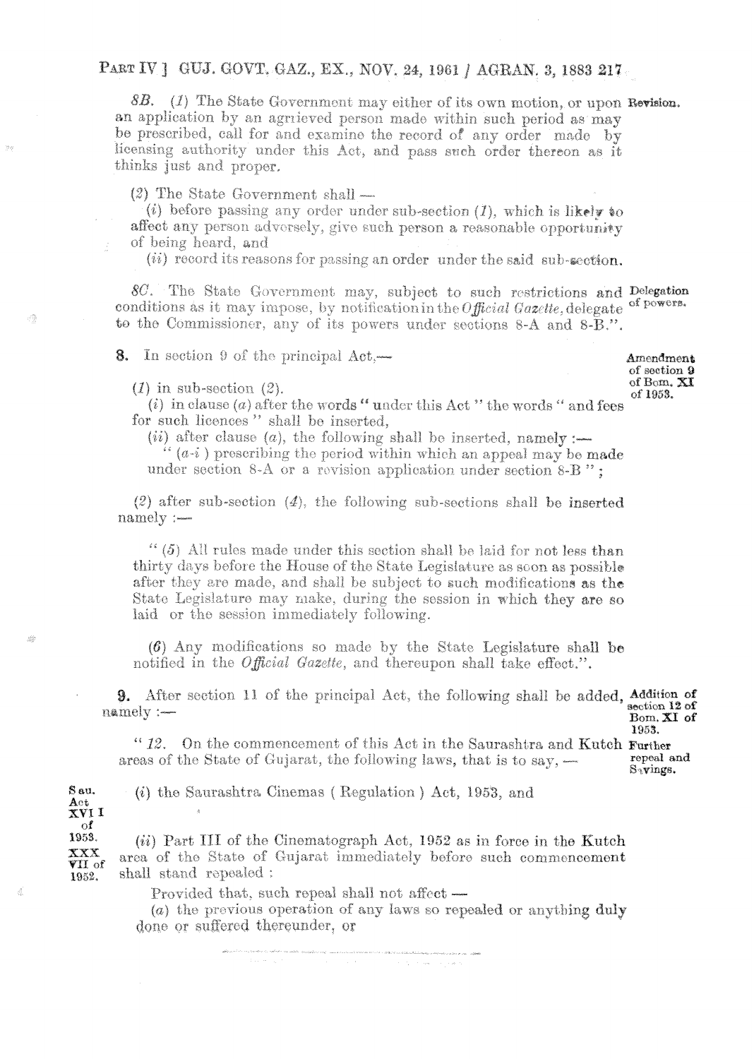*8B.* (*1*) The State Government may either of its own motion, or upon an application by an aggrieved person made within such period as may be prescribed, call for and examine the record of any order made by licensing authority under this Act, and pass such order thereon as it thinks just and proper. **Revision.**

(*2*) The State Government shall —

(*i*) before passing any order under sub-section (*1*), which is likely to affect any person adversely, give such person a reasonable opportunity of being heard, and

(*ii*) record its reasons for passing an order under the said sub-section.

*8C.* The State Government may, subject to such restrictions and conditions as it may impose, by notification in the *Official Gazette*, delegate to the Commissioner, any of its powers under sections 8-A and 8-B.". **Delegation of powers.**

**8.** In section 9 of the principal Act,— **Amendment of section 9 of Bom. XI of 1953.**

(*1*) in sub-section (*2*).

(*i*) in clause (*a*) after the words " under this Act " the words " and fees for such licences " shall be inserted,

(*ii*) after clause (*a*), the following shall be inserted, namely :—

" (*a-i* ) prescribing the period within which an appeal may be made under section 8-A or a revision application under section 8-B " ;

(*2*) after sub-section (*4*), the following sub-sections shall be inserted namely :—

" (*5*) All rules made under this section shall be laid for not less than thirty days before the House of the State Legislature as soon as possible after they are made, and shall be subject to such modifications as the State Legislature may make, during the session in which they are so laid or the session immediately following.

(*6*) Any modifications so made by the State Legislature shall be notified in the *Official Gazette*, and thereupon shall take effect.".

**9.** After section 11 of the principal Act, the following shall be added, namely :— **Addition of section 12 of Bom. XI of 1953.**

" *12.* On the commencement of this Act in the Saurashtra and Kutch areas of the State of Gujarat, the following laws, that is to say, — **Further repeal and Savings.**

(*i*) the Saurashtra Cinemas ( Regulation ) Act, 1953, and **Sau. Act XVII of 1953.**

(*ii*) Part III of the Cinematograph Act, 1952 as in force in the Kutch area of the State of Gujarat immediately before such commencement shall stand repealed : **XXXVII of 1952.**

Provided that, such repeal shall not affect —

(*a*) the previous operation of any laws so repealed or anything duly done or suffered thereunder, or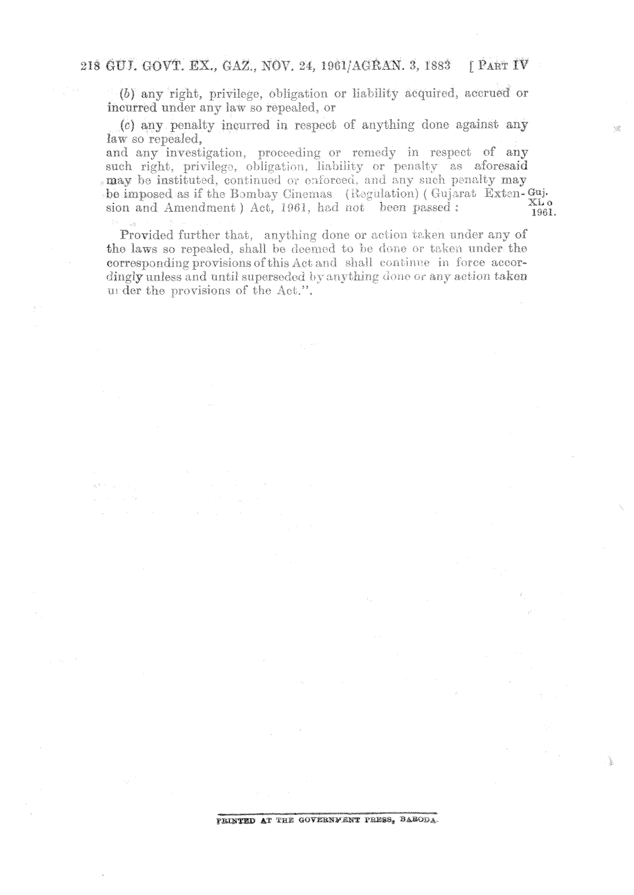(b) any right, privilege, obligation or liability acquired, accrued or incurred under any law so repealed, or

(c) any penalty incurred in respect of anything done against any law so repealed,

and any investigation, proceeding or remedy in respect of any such right, privilege, obligation, liability or penalty as aforesaid may be instituted, continued or enforced, and any such penalty may be imposed as if the Bombay Cinemas (Regulation) (Gujarat Extension and Amendment) Act, 1961, had not been passed : Guj. XL of 1961.

Provided further that, anything done or action taken under any of the laws so repealed, shall be deemed to be done or taken under the corresponding provisions of this Act and shall continue in force accordingly unless and until superseded by anything done or any action taken under the provisions of the Act.".

PRINTED AT THE GOVERNMENT PRESS, BARODA.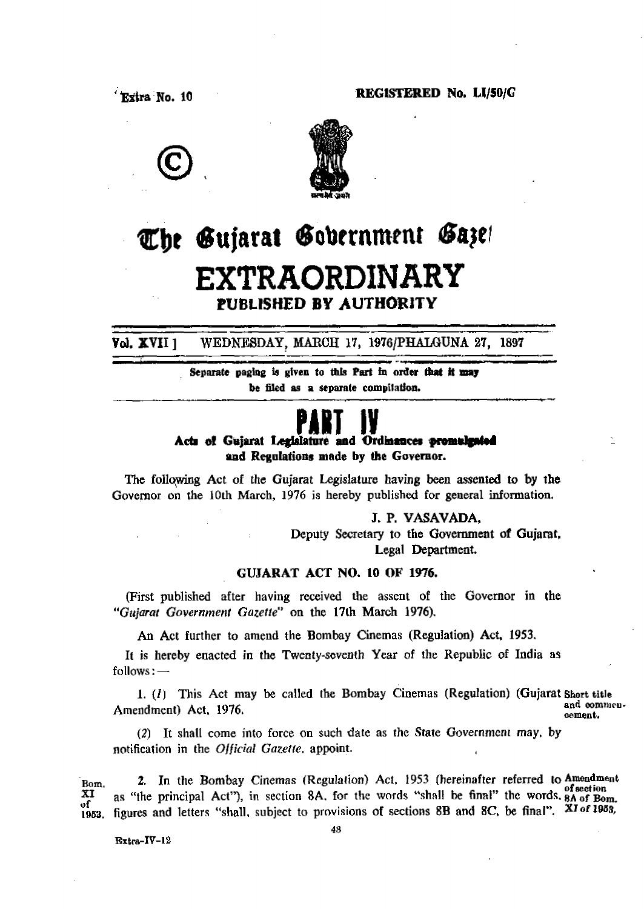Extra No. 10 REGISTERED No. LI/50/G

©

# The Gujarat Government Gazette

# EXTRAORDINARY

**PUBLISHED BY AUTHORITY**

Vol. XVII ] WEDNESDAY, MARCH 17, 1976/PHALGUNA 27, 1897

Separate paging is given to this Part in order that it may be filed as a separate compilation.

## PART IV

**Acts of Gujarat Legislature and Ordinances promulgated and Regulations made by the Governor.**

The following Act of the Gujarat Legislature having been assented to by the Governor on the 10th March, 1976 is hereby published for general information.

J. P. VASAVADA,
Deputy Secretary to the Government of Gujarat,
Legal Department.

### GUJARAT ACT NO. 10 OF 1976.

(First published after having received the assent of the Governor in the *"Gujarat Government Gazette"* on the 17th March 1976).

An Act further to amend the Bombay Cinemas (Regulation) Act, 1953.

It is hereby enacted in the Twenty-seventh Year of the Republic of India as follows:—

Short title and commencement.

1. (*1*) This Act may be called the Bombay Cinemas (Regulation) (Gujarat Amendment) Act, 1976.

(*2*) It shall come into force on such date as the State Government may, by notification in the *Official Gazette*, appoint.

Amendment of section 8A of Bom. XI of 1953.

2. In the Bombay Cinemas (Regulation) Act, 1953 (hereinafter referred to as "the principal Act"), in section 8A, for the words "shall be final" the words, figures and letters "shall, subject to provisions of sections 8B and 8C, be final". (Bom. XI of 1953.)

Extra-IV-12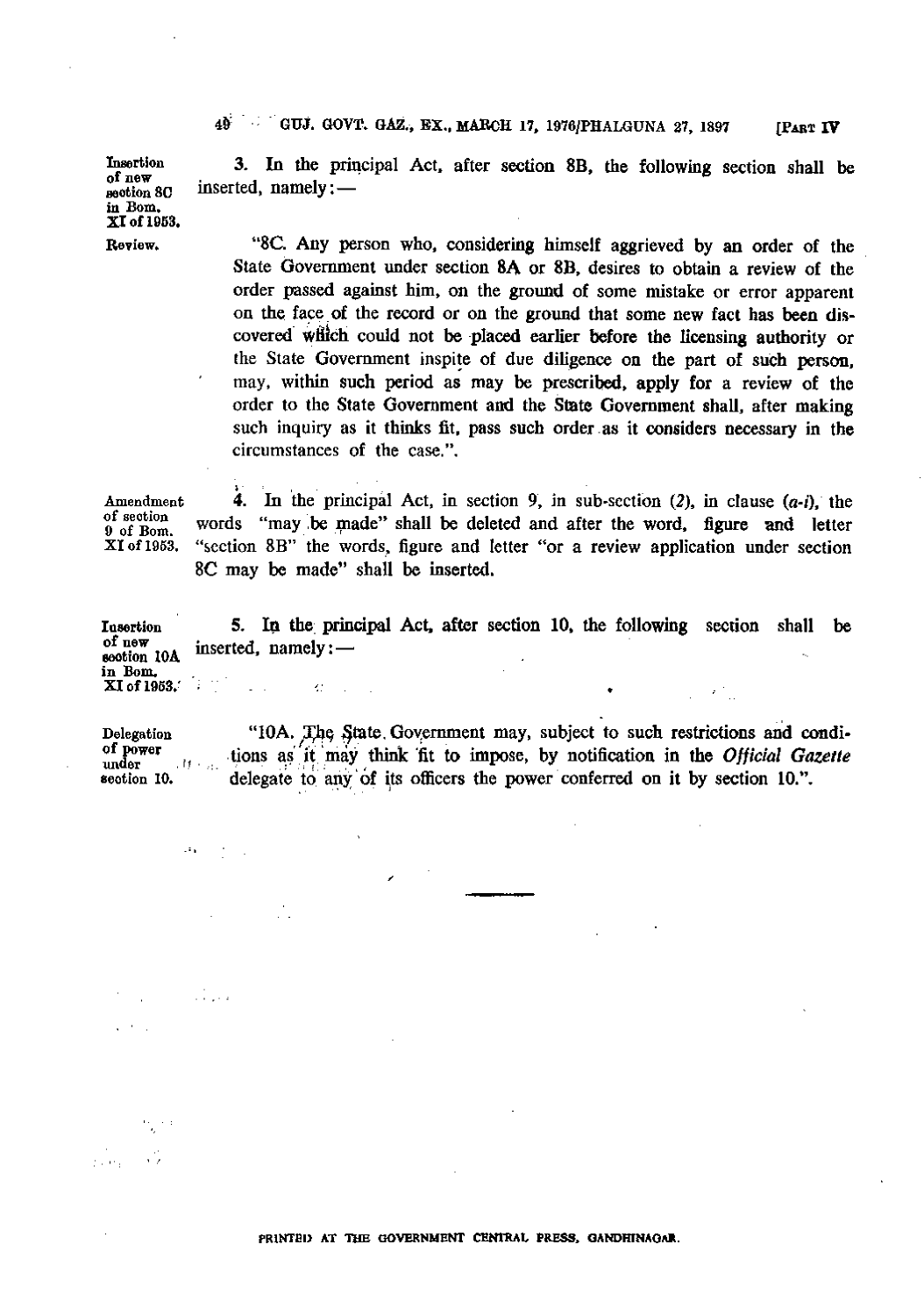*Insertion of new section 8C in Bom. XI of 1953.*

3. In the principal Act, after section 8B, the following section shall be inserted, namely:—

*Review.*

"8C. Any person who, considering himself aggrieved by an order of the State Government under section 8A or 8B, desires to obtain a review of the order passed against him, on the ground of some mistake or error apparent on the face of the record or on the ground that some new fact has been discovered which could not be placed earlier before the licensing authority or the State Government inspite of due diligence on the part of such person, may, within such period as may be prescribed, apply for a review of the order to the State Government and the State Government shall, after making such inquiry as it thinks fit, pass such order as it considers necessary in the circumstances of the case.".

*Amendment of section 9 of Bom. XI of 1953.*

4. In the principal Act, in section 9, in sub-section (2), in clause (*a-i*), the words "may be made" shall be deleted and after the word, figure and letter "section 8B" the words, figure and letter "or a review application under section 8C may be made" shall be inserted.

*Insertion of new section 10A in Bom. XI of 1953.*

5. In the principal Act, after section 10, the following section shall be inserted, namely:—

*Delegation of power under section 10.*

"10A. The State Government may, subject to such restrictions and conditions as it may think fit to impose, by notification in the *Official Gazette* delegate to any of its officers the power conferred on it by section 10.".

---

PRINTED AT THE GOVERNMENT CENTRAL PRESS, GANDHINAGAR.